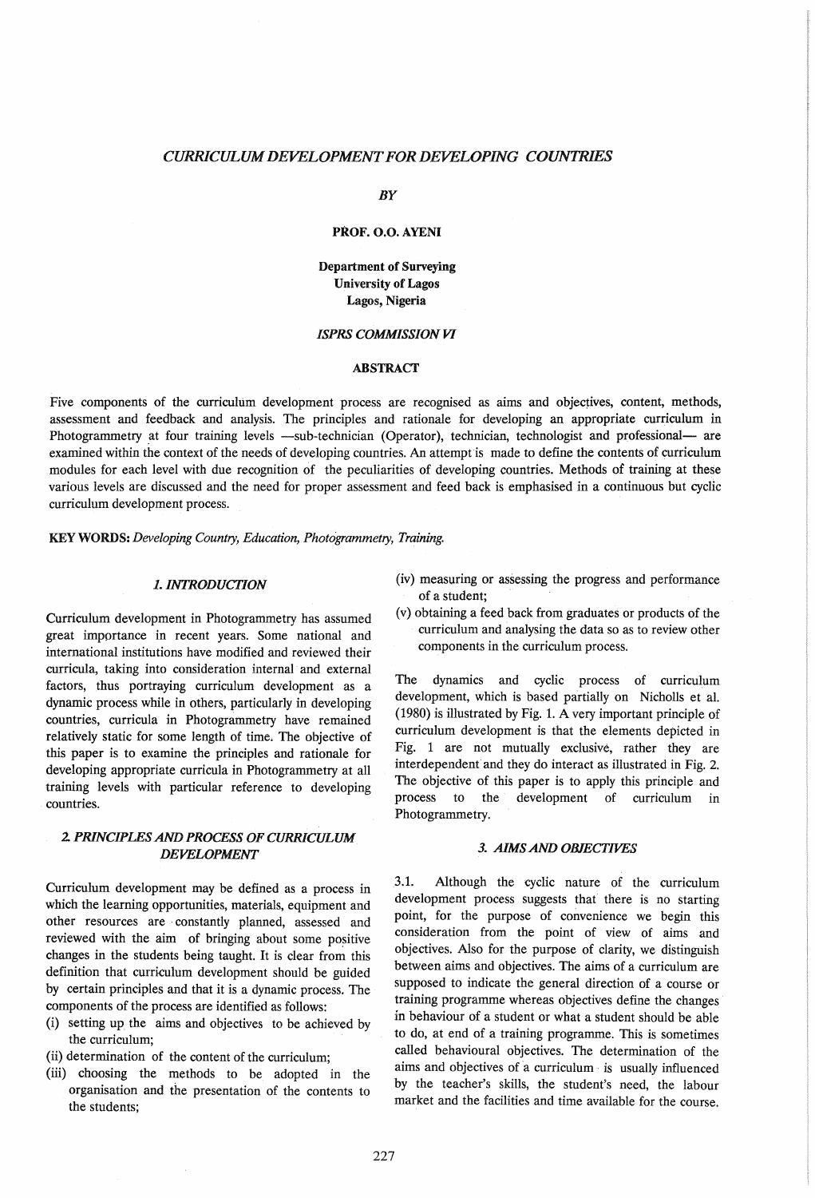# CURRICULUM DEVELOPMENT FOR DEVELOPING COUNTRIES

*BY*

**PROF. O.O. AYENI**

**Department of Surveying**
**University of Lagos**
**Lagos, Nigeria**

*ISPRS COMMISSION VI*

**ABSTRACT**

Five components of the curriculum development process are recognised as aims and objectives, content, methods, assessment and feedback and analysis. The principles and rationale for developing an appropriate curriculum in Photogrammetry at four training levels —sub-technician (Operator), technician, technologist and professional— are examined within the context of the needs of developing countries. An attempt is made to define the contents of curriculum modules for each level with due recognition of the peculiarities of developing countries. Methods of training at these various levels are discussed and the need for proper assessment and feed back is emphasised in a continuous but cyclic curriculum development process.

**KEY WORDS:** *Developing Country, Education, Photogrammetry, Training.*

## *1. INTRODUCTION*

Curriculum development in Photogrammetry has assumed great importance in recent years. Some national and international institutions have modified and reviewed their curricula, taking into consideration internal and external factors, thus portraying curriculum development as a dynamic process while in others, particularly in developing countries, curricula in Photogrammetry have remained relatively static for some length of time. The objective of this paper is to examine the principles and rationale for developing appropriate curricula in Photogrammetry at all training levels with particular reference to developing countries.

## *2. PRINCIPLES AND PROCESS OF CURRICULUM DEVELOPMENT*

Curriculum development may be defined as a process in which the learning opportunities, materials, equipment and other resources are constantly planned, assessed and reviewed with the aim of bringing about some positive changes in the students being taught. It is clear from this definition that curriculum development should be guided by certain principles and that it is a dynamic process. The components of the process are identified as follows:

(i) setting up the aims and objectives to be achieved by the curriculum;
(ii) determination of the content of the curriculum;
(iii) choosing the methods to be adopted in the organisation and the presentation of the contents to the students;
(iv) measuring or assessing the progress and performance of a student;
(v) obtaining a feed back from graduates or products of the curriculum and analysing the data so as to review other components in the curriculum process.

The dynamics and cyclic process of curriculum development, which is based partially on Nicholls et al. (1980) is illustrated by Fig. 1. A very important principle of curriculum development is that the elements depicted in Fig. 1 are not mutually exclusive, rather they are interdependent and they do interact as illustrated in Fig. 2. The objective of this paper is to apply this principle and process to the development of curriculum in Photogrammetry.

## *3. AIMS AND OBJECTIVES*

3.1. Although the cyclic nature of the curriculum development process suggests that there is no starting point, for the purpose of convenience we begin this consideration from the point of view of aims and objectives. Also for the purpose of clarity, we distinguish between aims and objectives. The aims of a curriculum are supposed to indicate the general direction of a course or training programme whereas objectives define the changes in behaviour of a student or what a student should be able to do, at end of a training programme. This is sometimes called behavioural objectives. The determination of the aims and objectives of a curriculum is usually influenced by the teacher's skills, the student's need, the labour market and the facilities and time available for the course.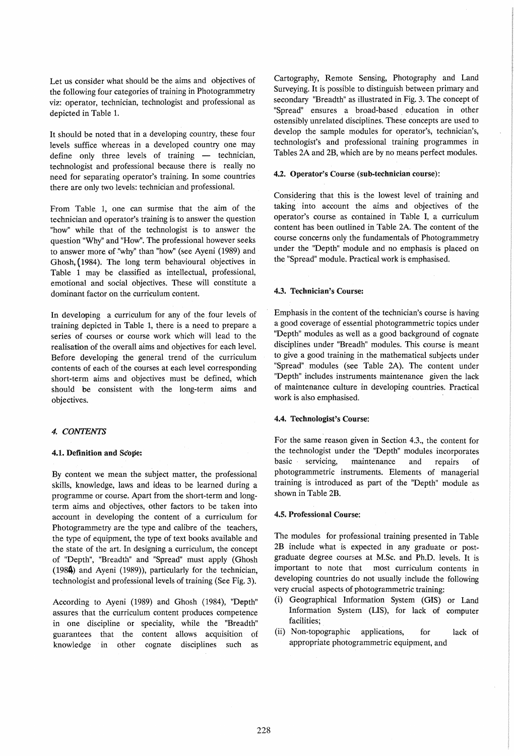Let us consider what should be the aims and objectives of the following four categories of training in Photogrammetry viz: operator, technician, technologist and professional as depicted in Table 1.

It should be noted that in a developing country, these four levels suffice whereas in a developed country one may define only three levels of training — technician, technologist and professional because there is really no need for separating operator's training. In some countries there are only two levels: technician and professional.

From Table 1, one can surmise that the aim of the technician and operator's training is to answer the question "how" while that of the technologist is to answer the question "Why" and "How". The professional however seeks to answer more of "why" than "how" (see Ayeni (1989) and Ghosh, (1984). The long term behavioural objectives in Table 1 may be classified as intellectual, professional, emotional and social objectives. These will constitute a dominant factor on the curriculum content.

In developing a curriculum for any of the four levels of training depicted in Table 1, there is a need to prepare a series of courses or course work which will lead to the realisation of the overall aims and objectives for each level. Before developing the general trend of the curriculum contents of each of the courses at each level corresponding short-term aims and objectives must be defined, which should be consistent with the long-term aims and objectives.

## 4. *CONTENTS*

### 4.1. Definition and Scope:

By content we mean the subject matter, the professional skills, knowledge, laws and ideas to be learned during a programme or course. Apart from the short-term and long-term aims and objectives, other factors to be taken into account in developing the content of a curriculum for Photogrammetry are the type and calibre of the teachers, the type of equipment, the type of text books available and the state of the art. In designing a curriculum, the concept of "Depth", "Breadth" and "Spread" must apply (Ghosh (1984) and Ayeni (1989)), particularly for the technician, technologist and professional levels of training (See Fig. 3).

According to Ayeni (1989) and Ghosh (1984), "Depth" assures that the curriculum content produces competence in one discipline or speciality, while the "Breadth" guarantees that the content allows acquisition of knowledge in other cognate disciplines such as Cartography, Remote Sensing, Photography and Land Surveying. It is possible to distinguish between primary and secondary "Breadth" as illustrated in Fig. 3. The concept of "Spread" ensures a broad-based education in other ostensibly unrelated disciplines. These concepts are used to develop the sample modules for operator's, technician's, technologist's and professional training programmes in Tables 2A and 2B, which are by no means perfect modules.

### 4.2. Operator's Course (sub-technician course):

Considering that this is the lowest level of training and taking into account the aims and objectives of the operator's course as contained in Table I, a curriculum content has been outlined in Table 2A. The content of the course concerns only the fundamentals of Photogrammetry under the "Depth" module and no emphasis is placed on the "Spread" module. Practical work is emphasised.

### 4.3. Technician's Course:

Emphasis in the content of the technician's course is having a good coverage of essential photogrammetric topics under "Depth" modules as well as a good background of cognate disciplines under "Breadh" modules. This course is meant to give a good training in the mathematical subjects under "Spread" modules (see Table 2A). The content under "Depth" includes instruments maintenance given the lack of maintenance culture in developing countries. Practical work is also emphasised.

### 4.4. Technologist's Course:

For the same reason given in Section 4.3., the content for the technologist under the "Depth" modules incorporates basic servicing, maintenance and repairs of photogrammetric instruments. Elements of managerial training is introduced as part of the "Depth" module as shown in Table 2B.

### 4.5. Professional Course:

The modules for professional training presented in Table 2B include what is expected in any graduate or post-graduate degree courses at M.Sc. and Ph.D. levels. It is important to note that most curriculum contents in developing countries do not usually include the following very crucial aspects of photogrammetric training:

(i) Geographical Information System (GIS) or Land Information System (LIS), for lack of computer facilities;
(ii) Non-topographic applications, for lack of appropriate photogrammetric equipment, and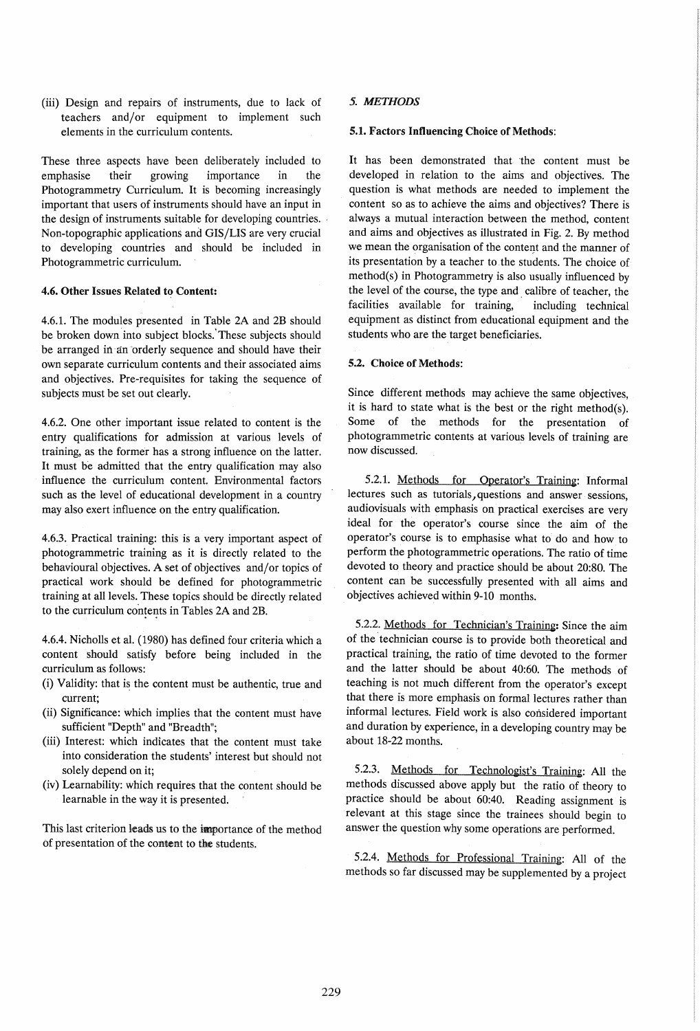(iii) Design and repairs of instruments, due to lack of teachers and/or equipment to implement such elements in the curriculum contents.

These three aspects have been deliberately included to emphasise their growing importance in the Photogrammetry Curriculum. It is becoming increasingly important that users of instruments should have an input in the design of instruments suitable for developing countries. Non-topographic applications and GIS/LIS are very crucial to developing countries and should be included in Photogrammetric curriculum.

#### 4.6. Other Issues Related to Content:

4.6.1. The modules presented in Table 2A and 2B should be broken down into subject blocks. These subjects should be arranged in an orderly sequence and should have their own separate curriculum contents and their associated aims and objectives. Pre-requisites for taking the sequence of subjects must be set out clearly.

4.6.2. One other important issue related to content is the entry qualifications for admission at various levels of training, as the former has a strong influence on the latter. It must be admitted that the entry qualification may also influence the curriculum content. Environmental factors such as the level of educational development in a country may also exert influence on the entry qualification.

4.6.3. Practical training: this is a very important aspect of photogrammetric training as it is directly related to the behavioural objectives. A set of objectives and/or topics of practical work should be defined for photogrammetric training at all levels. These topics should be directly related to the curriculum contents in Tables 2A and 2B.

4.6.4. Nicholls et al. (1980) has defined four criteria which a content should satisfy before being included in the curriculum as follows:

(i) Validity: that is the content must be authentic, true and current;
(ii) Significance: which implies that the content must have sufficient "Depth" and "Breadth";
(iii) Interest: which indicates that the content must take into consideration the students' interest but should not solely depend on it;
(iv) Learnability: which requires that the content should be learnable in the way it is presented.

This last criterion leads us to the importance of the method of presentation of the content to the students.

### *5. METHODS*

#### 5.1. Factors Influencing Choice of Methods:

It has been demonstrated that the content must be developed in relation to the aims and objectives. The question is what methods are needed to implement the content so as to achieve the aims and objectives? There is always a mutual interaction between the method, content and aims and objectives as illustrated in Fig. 2. By method we mean the organisation of the content and the manner of its presentation by a teacher to the students. The choice of method(s) in Photogrammetry is also usually influenced by the level of the course, the type and calibre of teacher, the facilities available for training, including technical equipment as distinct from educational equipment and the students who are the target beneficiaries.

#### 5.2. Choice of Methods:

Since different methods may achieve the same objectives, it is hard to state what is the best or the right method(s). Some of the methods for the presentation of photogrammetric contents at various levels of training are now discussed.

5.2.1. Methods for Operator's Training: Informal lectures such as tutorials, questions and answer sessions, audiovisuals with emphasis on practical exercises are very ideal for the operator's course since the aim of the operator's course is to emphasise what to do and how to perform the photogrammetric operations. The ratio of time devoted to theory and practice should be about 20:80. The content can be successfully presented with all aims and objectives achieved within 9-10 months.

5.2.2. Methods for Technician's Training: Since the aim of the technician course is to provide both theoretical and practical training, the ratio of time devoted to the former and the latter should be about 40:60. The methods of teaching is not much different from the operator's except that there is more emphasis on formal lectures rather than informal lectures. Field work is also considered important and duration by experience, in a developing country may be about 18-22 months.

5.2.3. Methods for Technologist's Training: All the methods discussed above apply but the ratio of theory to practice should be about 60:40. Reading assignment is relevant at this stage since the trainees should begin to answer the question why some operations are performed.

5.2.4. Methods for Professional Training: All of the methods so far discussed may be supplemented by a project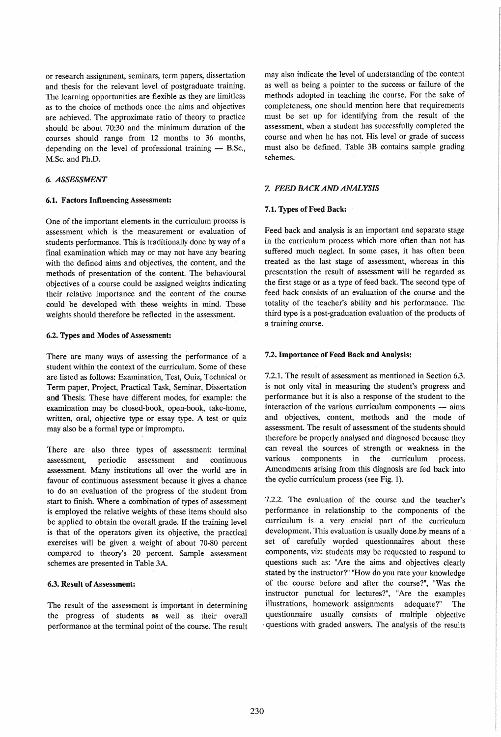or research assignment, seminars, term papers, dissertation and thesis for the relevant level of postgraduate training. The learning opportunities are flexible as they are limitless as to the choice of methods once the aims and objectives are achieved. The approximate ratio of theory to practice should be about 70:30 and the minimum duration of the courses should range from 12 months to 36 months, depending on the level of professional training — B.Sc., M.Sc. and Ph.D.

## *6. ASSESSMENT*

### 6.1. Factors Influencing Assessment:

One of the important elements in the curriculum process is assessment which is the measurement or evaluation of students performance. This is traditionally done by way of a final examination which may or may not have any bearing with the defined aims and objectives, the content, and the methods of presentation of the content. The behavioural objectives of a course could be assigned weights indicating their relative importance and the content of the course could be developed with these weights in mind. These weights should therefore be reflected in the assessment.

### 6.2. Types and Modes of Assessment:

There are many ways of assessing the performance of a student within the context of the curriculum. Some of these are listed as follows: Examination, Test, Quiz, Technical or Term paper, Project, Practical Task, Seminar, Dissertation and Thesis. These have different modes, for example: the examination may be closed-book, open-book, take-home, written, oral, objective type or essay type. A test or quiz may also be a formal type or impromptu.

There are also three types of assessment: terminal assessment, periodic assessment and continuous assessment. Many institutions all over the world are in favour of continuous assessment because it gives a chance to do an evaluation of the progress of the student from start to finish. Where a combination of types of assessment is employed the relative weights of these items should also be applied to obtain the overall grade. If the training level is that of the operators given its objective, the practical exercises will be given a weight of about 70-80 percent compared to theory's 20 percent. Sample assessment schemes are presented in Table 3A.

### 6.3. Result of Assessment:

The result of the assessment is important in determining the progress of students as well as their overall performance at the terminal point of the course. The result may also indicate the level of understanding of the content as well as being a pointer to the success or failure of the methods adopted in teaching the course. For the sake of completeness, one should mention here that requirements must be set up for identifying from the result of the assessment, when a student has successfully completed the course and when he has not. His level or grade of success must also be defined. Table 3B contains sample grading schemes.

## *7. FEED BACK AND ANALYSIS*

### 7.1. Types of Feed Back:

Feed back and analysis is an important and separate stage in the curriculum process which more often than not has suffered much neglect. In some cases, it has often been treated as the last stage of assessment, whereas in this presentation the result of assessment will be regarded as the first stage or as a type of feed back. The second type of feed back consists of an evaluation of the course and the totality of the teacher's ability and his performance. The third type is a post-graduation evaluation of the products of a training course.

### 7.2. Importance of Feed Back and Analysis:

7.2.1. The result of assessment as mentioned in Section 6.3. is not only vital in measuring the student's progress and performance but it is also a response of the student to the interaction of the various curriculum components — aims and objectives, content, methods and the mode of assessment. The result of assessment of the students should therefore be properly analysed and diagnosed because they can reveal the sources of strength or weakness in the various components in the curriculum process. Amendments arising from this diagnosis are fed back into the cyclic curriculum process (see Fig. 1).

7.2.2. The evaluation of the course and the teacher's performance in relationship to the components of the curriculum is a very crucial part of the curriculum development. This evaluation is usually done by means of a set of carefully worded questionnaires about these components, viz: students may be requested to respond to questions such as: "Are the aims and objectives clearly stated by the instructor?" "How do you rate your knowledge of the course before and after the course?", "Was the instructor punctual for lectures?", "Are the examples illustrations, homework assignments adequate?" The questionnaire usually consists of multiple objective questions with graded answers. The analysis of the results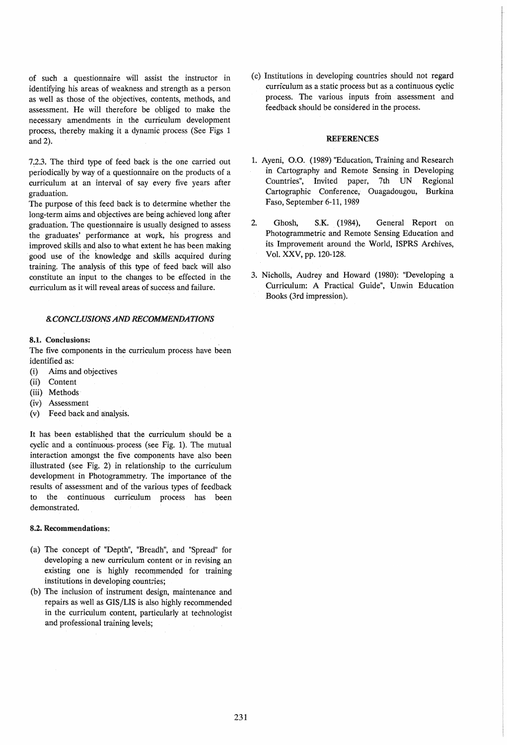of such a questionnaire will assist the instructor in identifying his areas of weakness and strength as a person as well as those of the objectives, contents, methods, and assessment. He will therefore be obliged to make the necessary amendments in the curriculum development process, thereby making it a dynamic process (See Figs 1 and 2).

7.2.3. The third type of feed back is the one carried out periodically by way of a questionnaire on the products of a curriculum at an interval of say every five years after graduation.

The purpose of this feed back is to determine whether the long-term aims and objectives are being achieved long after graduation. The questionnaire is usually designed to assess the graduates' performance at work, his progress and improved skills and also to what extent he has been making good use of the knowledge and skills acquired during training. The analysis of this type of feed back will also constitute an input to the changes to be effected in the curriculum as it will reveal areas of success and failure.

## *8. CONCLUSIONS AND RECOMMENDATIONS*

### 8.1. Conclusions:

The five components in the curriculum process have been identified as:

(i) Aims and objectives
(ii) Content
(iii) Methods
(iv) Assessment
(v) Feed back and analysis.

It has been established that the curriculum should be a cyclic and a continuous process (see Fig. 1). The mutual interaction amongst the five components have also been illustrated (see Fig. 2) in relationship to the curriculum development in Photogrammetry. The importance of the results of assessment and of the various types of feedback to the continuous curriculum process has been demonstrated.

### 8.2. Recommendations:

(a) The concept of "Depth", "Breadh", and "Spread" for developing a new curriculum content or in revising an existing one is highly recommended for training institutions in developing countries;
(b) The inclusion of instrument design, maintenance and repairs as well as GIS/LIS is also highly recommended in the curriculum content, particularly at technologist and professional training levels;
(c) Institutions in developing countries should not regard curriculum as a static process but as a continuous cyclic process. The various inputs from assessment and feedback should be considered in the process.

## REFERENCES

1. Ayeni, O.O. (1989) "Education, Training and Research in Cartography and Remote Sensing in Developing Countries", Invited paper, 7th UN Regional Cartographic Conference, Ouagadougou, Burkina Faso, September 6-11, 1989
2. Ghosh, S.K. (1984), General Report on Photogrammetric and Remote Sensing Education and its Improvement around the World, ISPRS Archives, Vol. XXV, pp. 120-128.
3. Nicholls, Audrey and Howard (1980): "Developing a Curriculum: A Practical Guide", Unwin Education Books (3rd impression).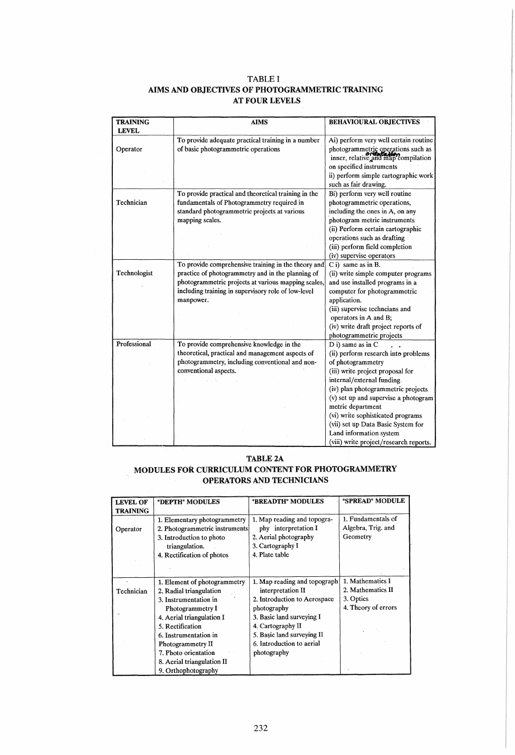# TABLE I
## AIMS AND OBJECTIVES OF PHOTOGRAMMETRIC TRAINING AT FOUR LEVELS

| TRAINING LEVEL | AIMS | BEHAVIOURAL OBJECTIVES |
|---|---|---|
| Operator | To provide adequate practical training in a number of basic photogrammetric operations | Ai) perform very well certain routine photogrammetric operations such as inner, relative orientation and map compilation on specified instruments<br>ii) perform simple cartographic work such as fair drawing. |
| Technician | To provide practical and theoretical training in the fundamentals of Photogrammetry required in standard photogrammetric projects at various mapping scales. | Bi) perform very well routine photogrammetric operations, including the ones in A, on any photogram metric instruments<br>(ii) Perform certain cartographic operations such as drafting<br>(iii) perform field completion<br>(iv) supervise operators |
| Technologist | To provide comprehensive training in the theory and practice of photogrammetry and in the planning of photogrammetric projects at various mapping scales, including training in supervisory role of low-level manpower. | C i) same as in B.<br>(ii) write simple computer programs and use installed programs in a computer for photogrammetric application.<br>(iii) supervise techncians and operators in A and B;<br>(iv) write draft project reports of photogrammetric projects |
| Professional | To provide comprehensive knowledge in the theoretical, practical and management aspects of photogrammetry, including conventional and non-conventional aspects. | D i) same as in C<br>(ii) perform research into problems of photogrammetry<br>(iii) write project proposal for internal/external funding<br>(iv) plan photogrammetric projects<br>(v) set up and supervise a photogram metric department<br>(vi) write sophisticated programs<br>(vii) set up Data Basic System for Land information system<br>(viii) write project/research reports. |

# TABLE 2A
## MODULES FOR CURRICULUM CONTENT FOR PHOTOGRAMMETRY OPERATORS AND TECHNICIANS

| LEVEL OF TRAINING | "DEPTH" MODULES | "BREADTH" MODULES | "SPREAD" MODULE |
|---|---|---|---|
| Operator | 1. Elementary photogrammetry<br>2. Photogrammetric instruments<br>3. Introduction to photo triangulation.<br>4. Rectification of photos | 1. Map reading and topography interpretation I<br>2. Aerial photography<br>3. Cartography I<br>4. Plate table | 1. Fundamentals of Algebra, Trig. and Geometry |
| Technician | 1. Element of photogrammetry<br>2. Radial triangulation<br>3. Instrumentation in Photogrammetry I<br>4. Aerial triangulation I<br>5. Rectification<br>6. Instrumentation in Photogrammetry II<br>7. Photo orientation<br>8. Aerial triangulation II<br>9. Orthophotography | 1. Map reading and topograph interpretation II<br>2. Introduction to Aerospace photography<br>3. Basic land surveying I<br>4. Cartography II<br>5. Basic land surveying II<br>6. Introduction to aerial photography | 1. Mathematics I<br>2. Mathematics II<br>3. Optics<br>4. Theory of errors |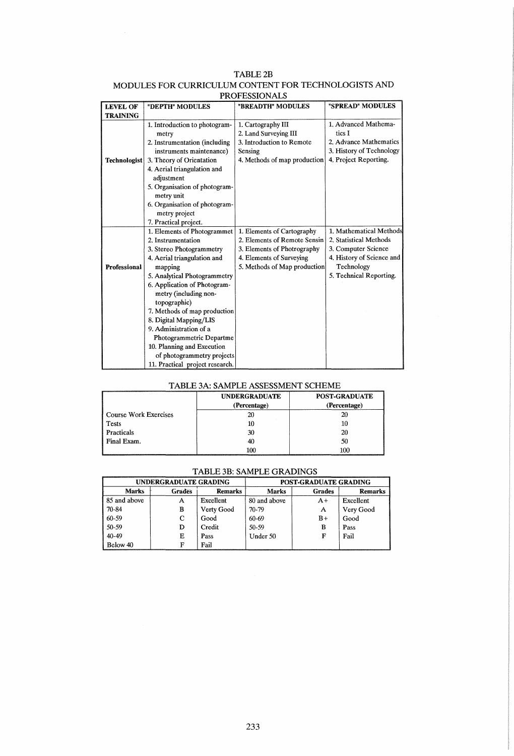TABLE 2B

MODULES FOR CURRICULUM CONTENT FOR TECHNOLOGISTS AND PROFESSIONALS

| LEVEL OF TRAINING | "DEPTH" MODULES | "BREADTH" MODULES | "SPREAD" MODULES |
|---|---|---|---|
| **Technologist** | 1. Introduction to photogrammetry<br>2. Instrumentation (including instruments maintenance)<br>3. Theory of Orientation<br>4. Aerial triangulation and adjustment<br>5. Organisation of photogrammetry unit<br>6. Organisation of photogrammetry project<br>7. Practical project. | 1. Cartography III<br>2. Land Surveying III<br>3. Introduction to Remote Sensing<br>4. Methods of map production | 1. Advanced Mathematics I<br>2. Advance Mathematics<br>3. History of Technology<br>4. Project Reporting. |
| **Professional** | 1. Elements of Photogrammet<br>2. Instrumentation<br>3. Stereo Photogrammetry<br>4. Aerial triangulation and mapping<br>5. Analytical Photogrammetry<br>6. Application of Photogrammetry (including non-topographic)<br>7. Methods of map production<br>8. Digital Mapping/LIS<br>9. Administration of a Photogrammetric Departme<br>10. Planning and Execution of photogrammetry projects<br>11. Practical project research. | 1. Elements of Cartography<br>2. Elements of Remote Sensin<br>3. Elements of Photrography<br>4. Elements of Surveying<br>5. Methods of Map production | 1. Mathematical Methods<br>2. Statistical Methods<br>3. Computer Science<br>4. History of Science and Technology<br>5. Technical Reporting. |

TABLE 3A: SAMPLE ASSESSMENT SCHEME

| | UNDERGRADUATE (Percentage) | POST-GRADUATE (Percentage) |
|---|---|---|
| Course Work Exercises | 20 | 20 |
| Tests | 10 | 10 |
| Practicals | 30 | 20 |
| Final Exam. | 40 | 50 |
| | 100 | 100 |

TABLE 3B: SAMPLE GRADINGS

| UNDERGRADUATE GRADING | | | POST-GRADUATE GRADING | | |
|---|---|---|---|---|---|
| Marks | Grades | Remarks | Marks | Grades | Remarks |
| 85 and above | A | Excellent | 80 and above | A+ | Excellent |
| 70-84 | B | Verty Good | 70-79 | A | Very Good |
| 60-59 | C | Good | 60-69 | B+ | Good |
| 50-59 | D | Credit | 50-59 | B | Pass |
| 40-49 | E | Pass | Under 50 | F | Fail |
| Below 40 | F | Fail | | | |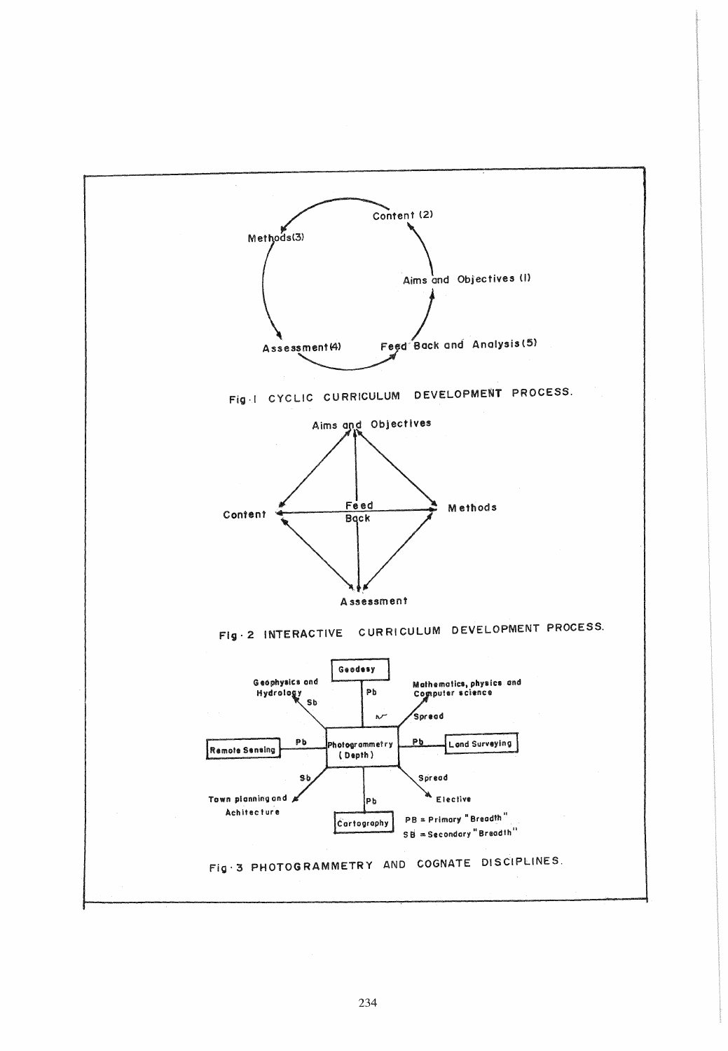Methods(3)

Content (2)

Aims and Objectives (I)

Assessment(4)

Feed Back and Analysis(5)

Fig·I CYCLIC CURRICULUM DEVELOPMENT PROCESS.

Aims and Objectives

Content

Feed Back

Methods

Assessment

Fig·2 INTERACTIVE CURRICULUM DEVELOPMENT PROCESS.

Geodesy

Geophysics and Hydrology

Mathematics, physics and Computer science

Sb

Pb

Spread

Remote Sensing

Pb

Photogrammetry (Depth)

Pb

Land Surveying

Sb

Spread

Town planning and Achitecture

Pb

Elective

Cartography

PB = Primary "Breadth"

SB = Secondary "Breadth"

Fig·3 PHOTOGRAMMETRY AND COGNATE DISCIPLINES.